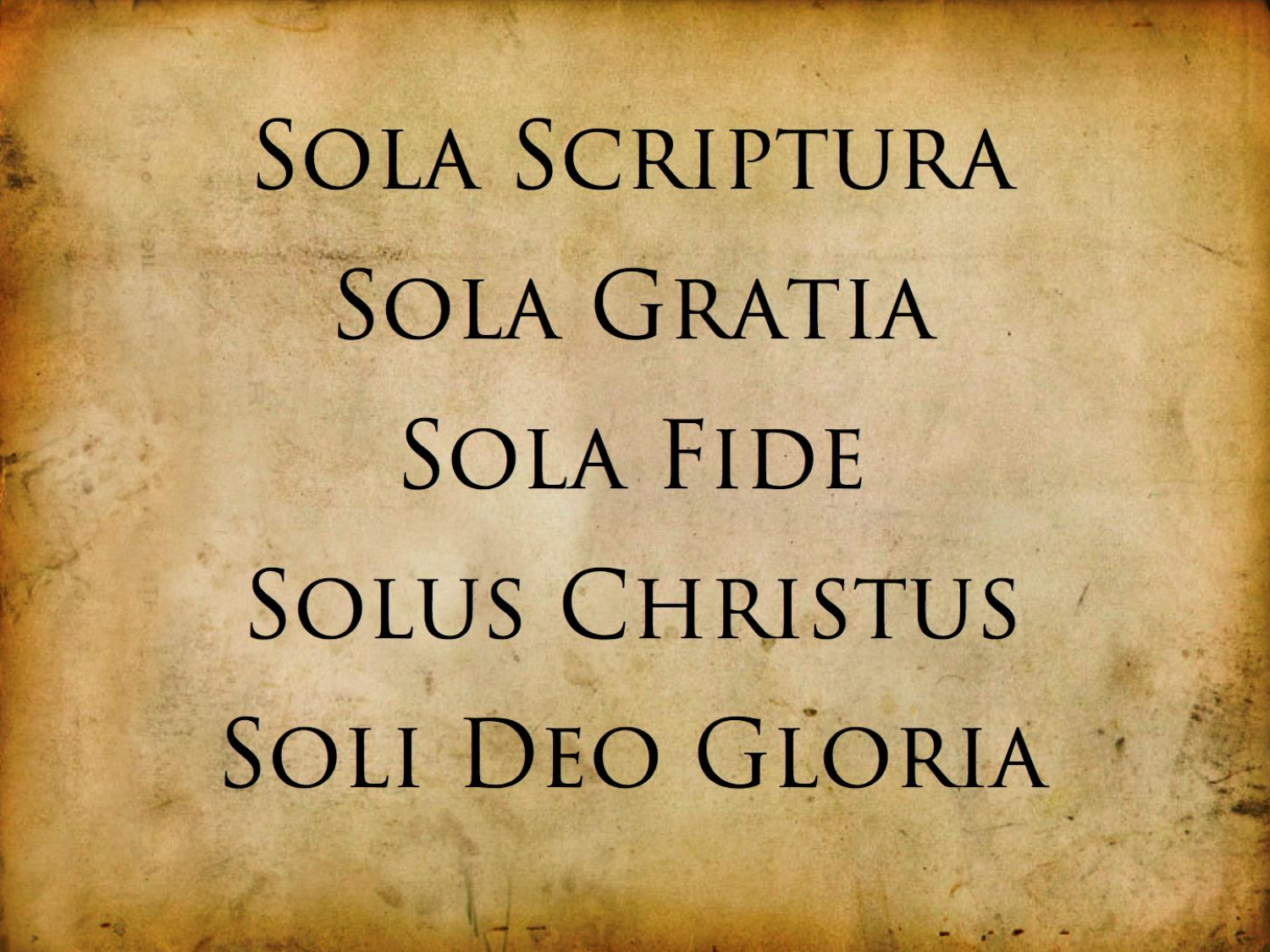Sola Scriptura

Sola Gratia

Sola Fide

Solus Christus

Soli Deo Gloria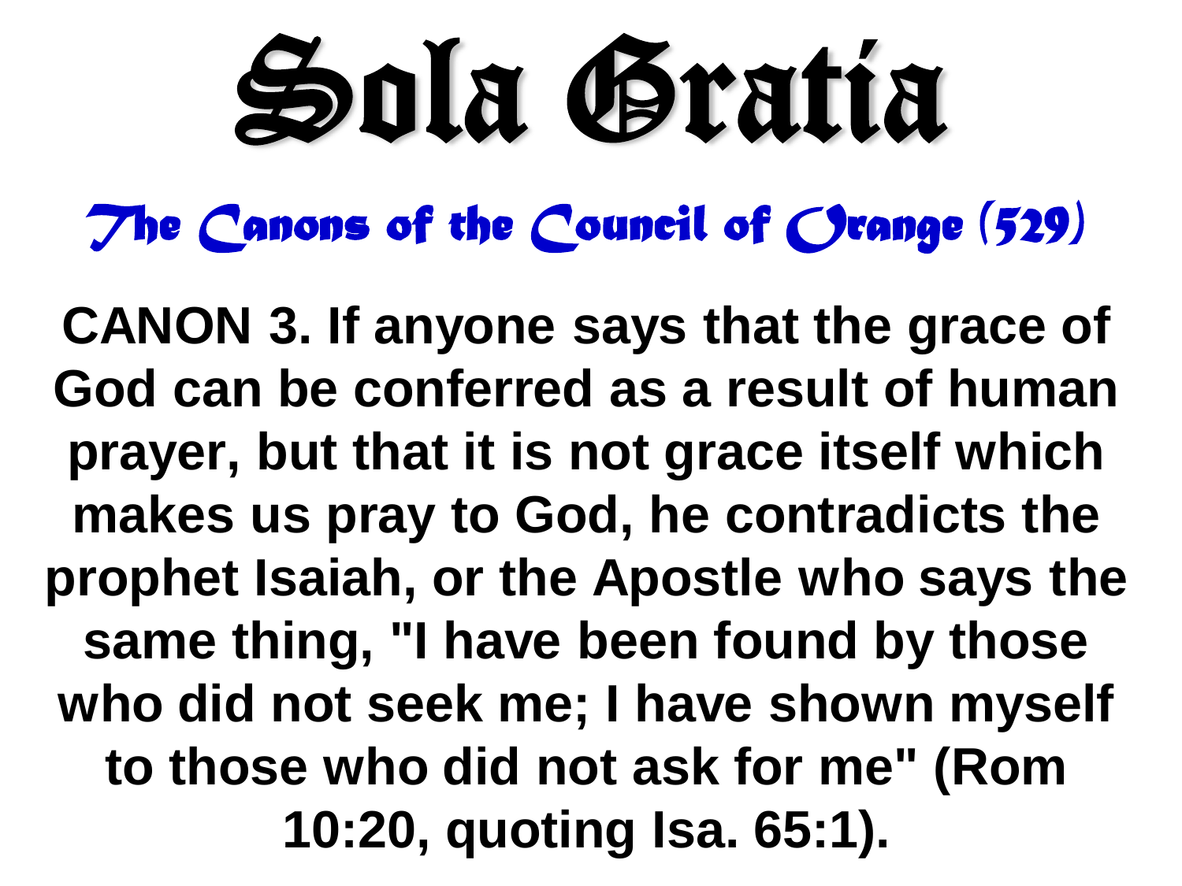# Sola Gratia

## *The Canons of the Council of Orange (529)*

**CANON 3. If anyone says that the grace of God can be conferred as a result of human prayer, but that it is not grace itself which makes us pray to God, he contradicts the prophet Isaiah, or the Apostle who says the same thing, "I have been found by those who did not seek me; I have shown myself to those who did not ask for me" (Rom 10:20, quoting Isa. 65:1).**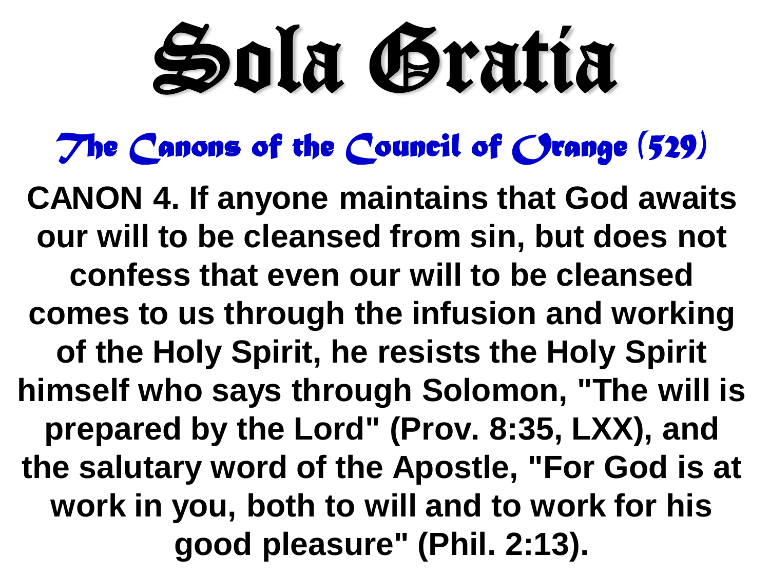# Sola Gratia

## *The Canons of the Council of Orange (529)*

**CANON 4. If anyone maintains that God awaits our will to be cleansed from sin, but does not confess that even our will to be cleansed comes to us through the infusion and working of the Holy Spirit, he resists the Holy Spirit himself who says through Solomon, "The will is prepared by the Lord" (Prov. 8:35, LXX), and the salutary word of the Apostle, "For God is at work in you, both to will and to work for his good pleasure" (Phil. 2:13).**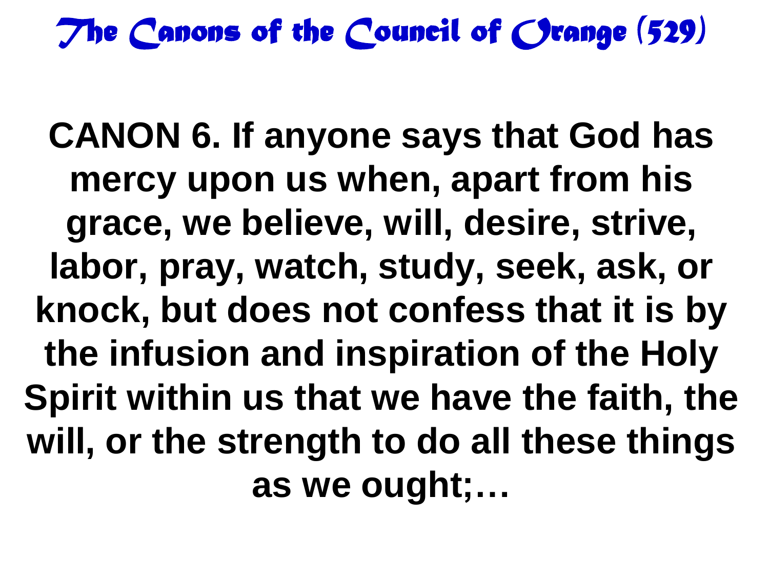# The Canons of the Council of Orange (529)

**CANON 6. If anyone says that God has mercy upon us when, apart from his grace, we believe, will, desire, strive, labor, pray, watch, study, seek, ask, or knock, but does not confess that it is by the infusion and inspiration of the Holy Spirit within us that we have the faith, the will, or the strength to do all these things as we ought;…**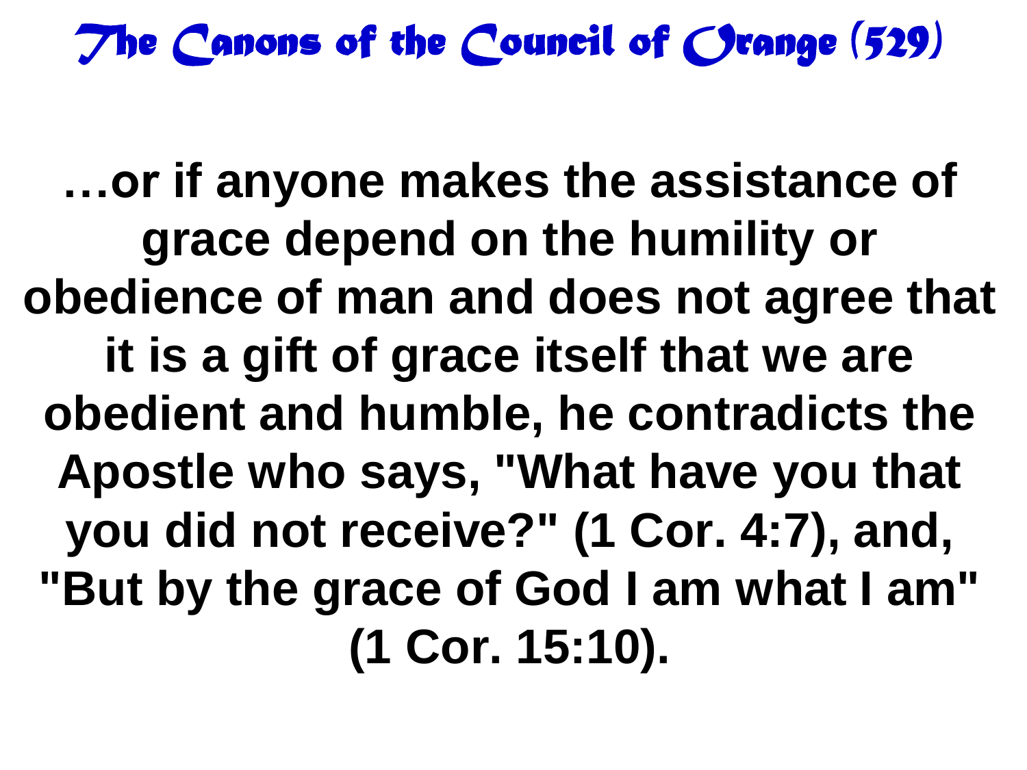# The Canons of the Council of Orange (529)

**…or if anyone makes the assistance of grace depend on the humility or obedience of man and does not agree that it is a gift of grace itself that we are obedient and humble, he contradicts the Apostle who says, "What have you that you did not receive?" (1 Cor. 4:7), and, "But by the grace of God I am what I am" (1 Cor. 15:10).**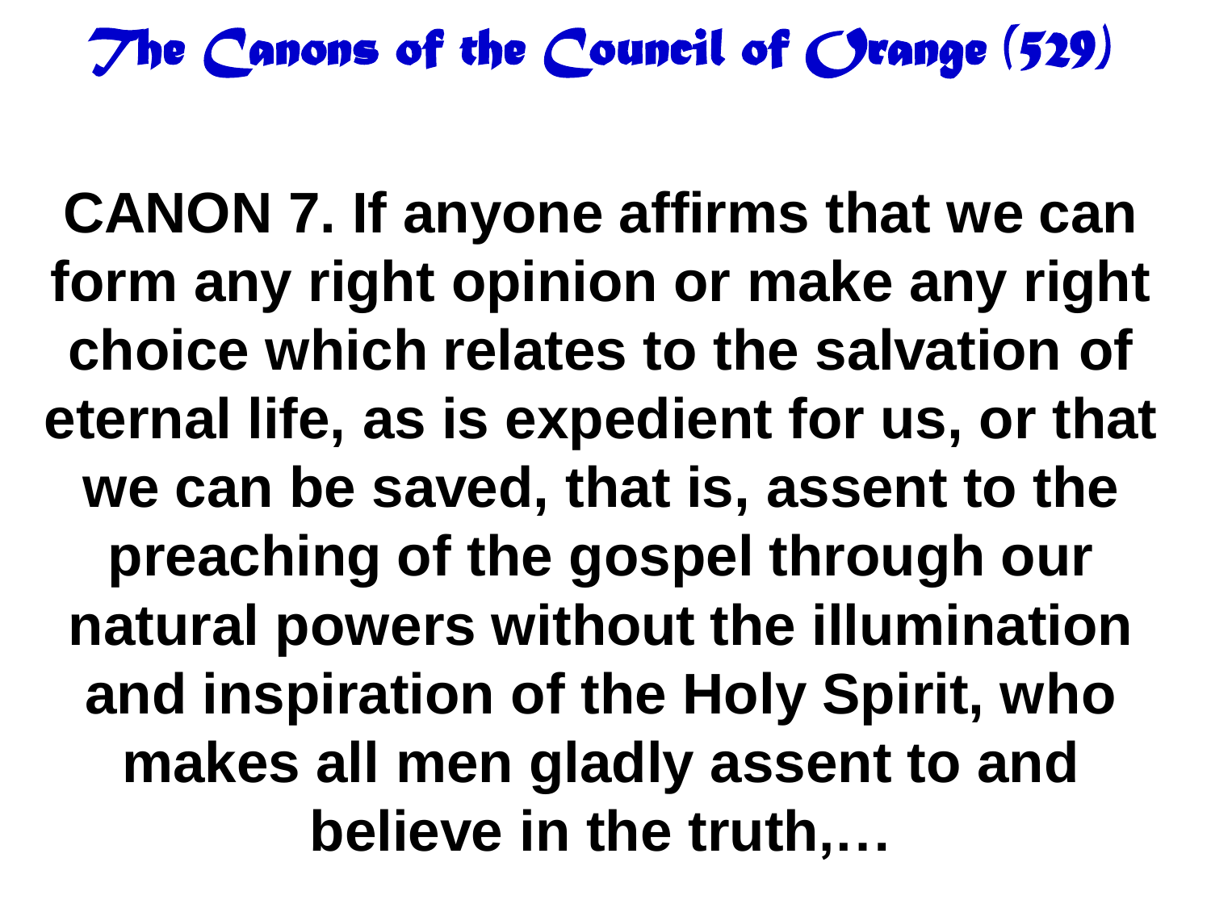# The Canons of the Council of Orange (529)

**CANON 7. If anyone affirms that we can form any right opinion or make any right choice which relates to the salvation of eternal life, as is expedient for us, or that we can be saved, that is, assent to the preaching of the gospel through our natural powers without the illumination and inspiration of the Holy Spirit, who makes all men gladly assent to and believe in the truth,…**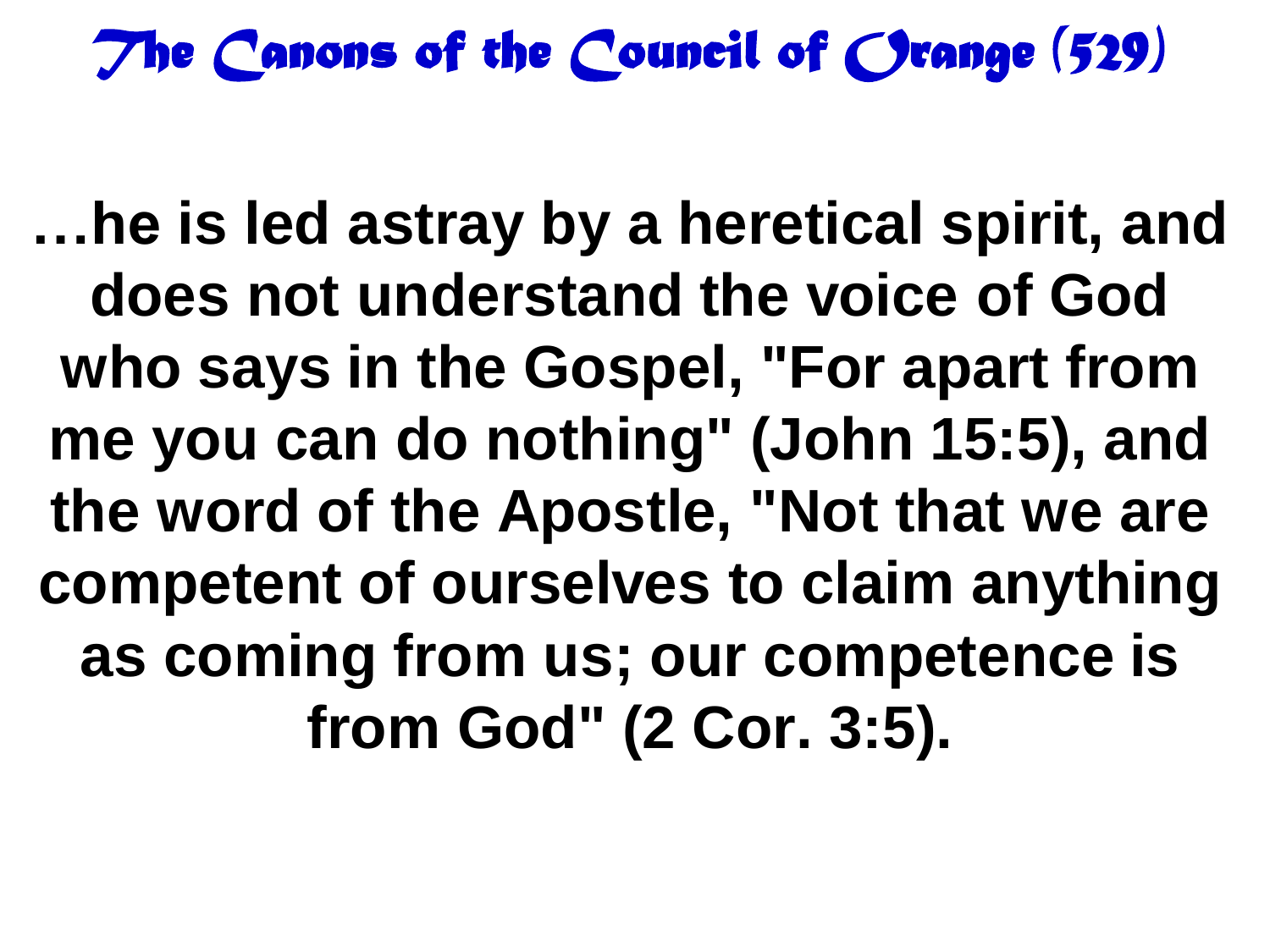# The Canons of the Council of Orange (529)

**…he is led astray by a heretical spirit, and does not understand the voice of God who says in the Gospel, "For apart from me you can do nothing" (John 15:5), and the word of the Apostle, "Not that we are competent of ourselves to claim anything as coming from us; our competence is from God" (2 Cor. 3:5).**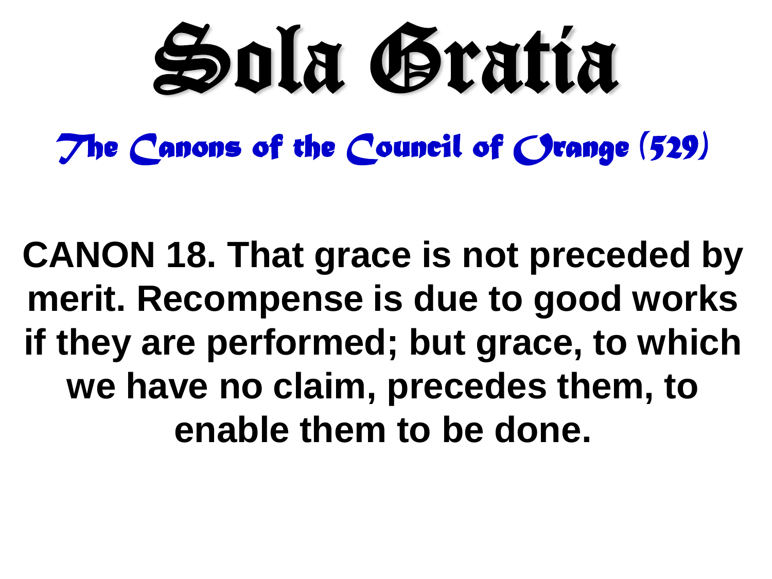# Sola Gratia

## *The Canons of the Council of Orange (529)*

**CANON 18. That grace is not preceded by merit. Recompense is due to good works if they are performed; but grace, to which we have no claim, precedes them, to enable them to be done.**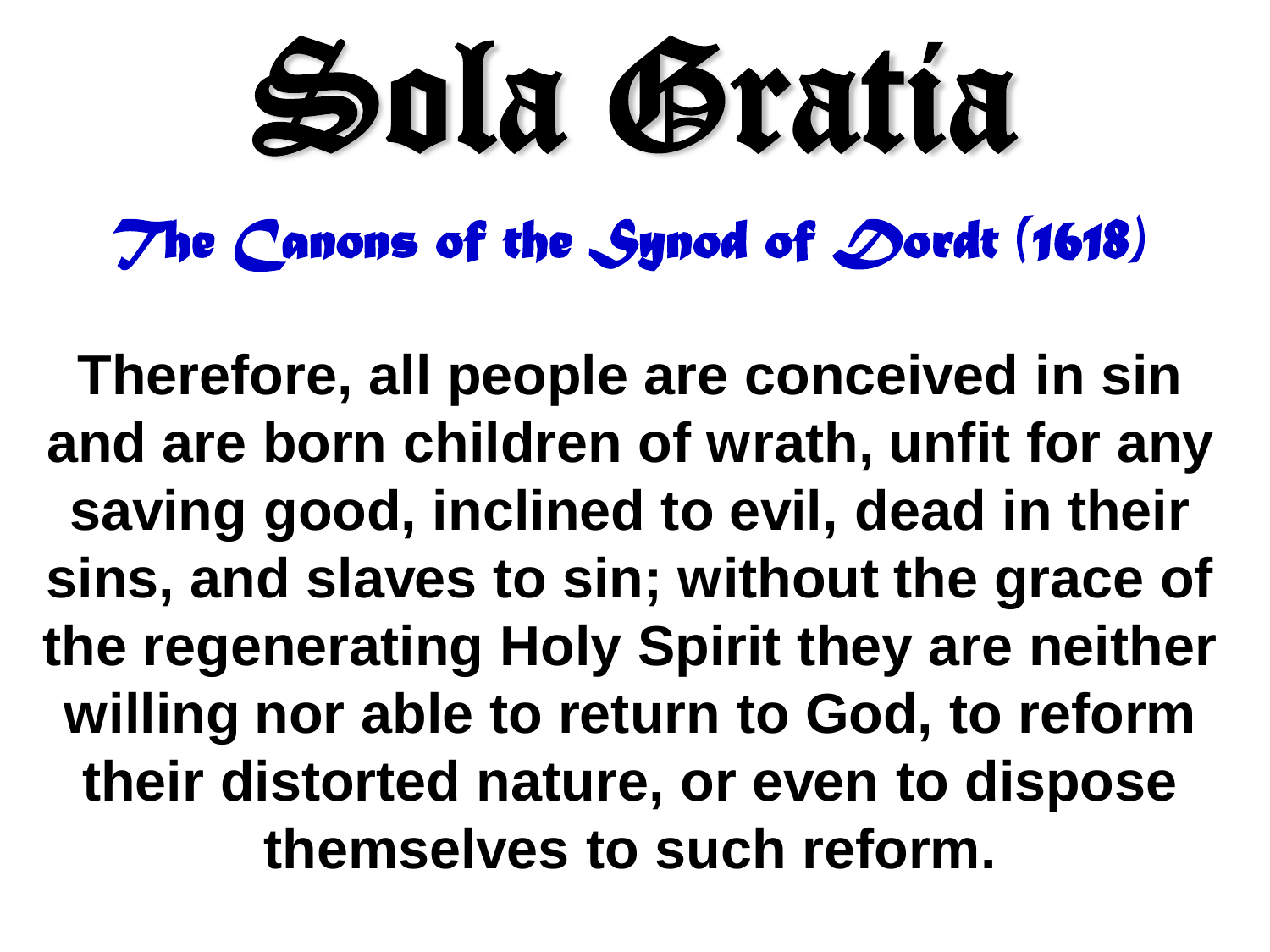# Sola Gratia

## *The Canons of the Synod of Dordt (1618)*

**Therefore, all people are conceived in sin and are born children of wrath, unfit for any saving good, inclined to evil, dead in their sins, and slaves to sin; without the grace of the regenerating Holy Spirit they are neither willing nor able to return to God, to reform their distorted nature, or even to dispose themselves to such reform.**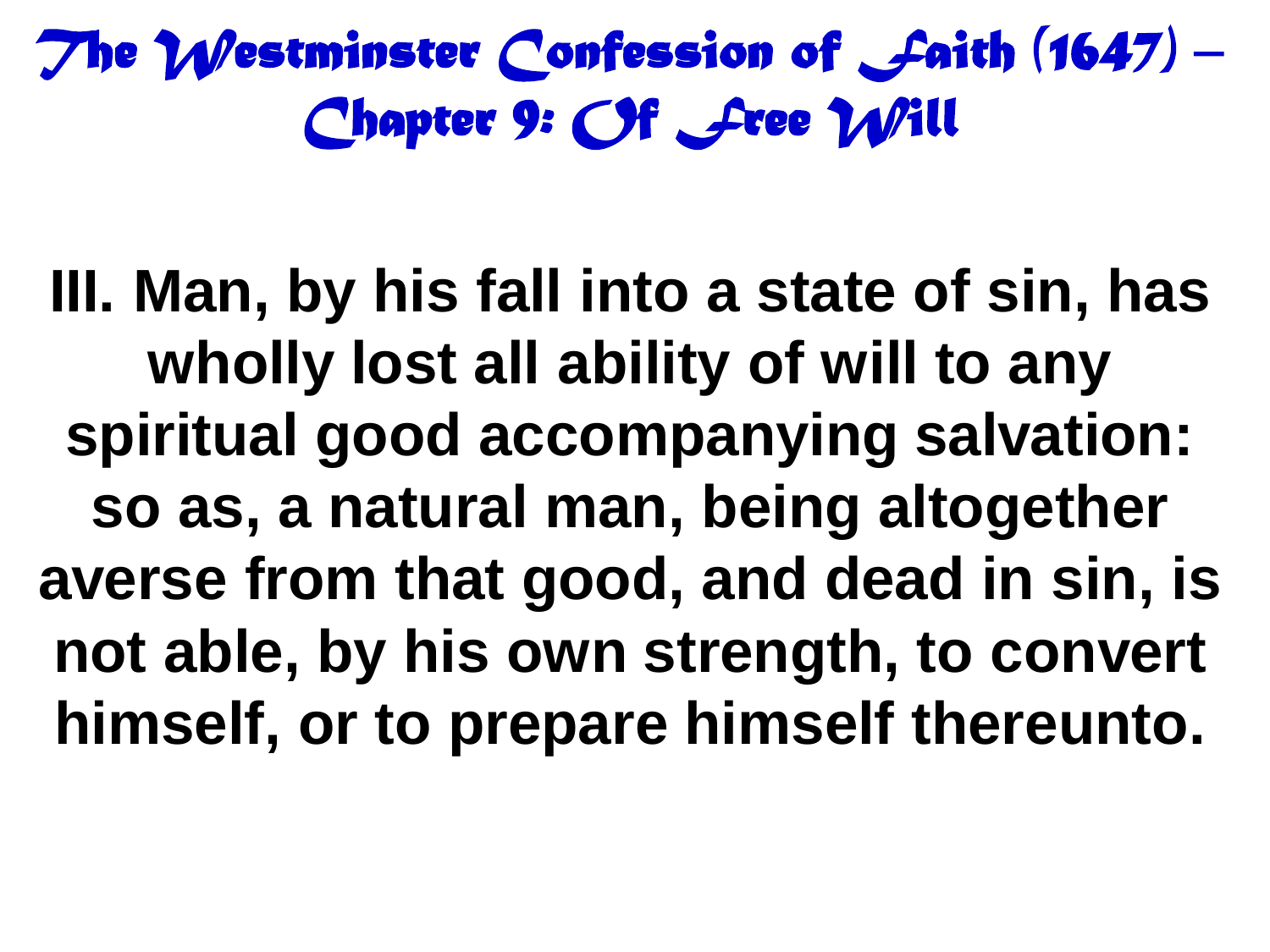# The Westminster Confession of Faith (1647) – Chapter 9: Of Free Will

**III. Man, by his fall into a state of sin, has wholly lost all ability of will to any spiritual good accompanying salvation: so as, a natural man, being altogether averse from that good, and dead in sin, is not able, by his own strength, to convert himself, or to prepare himself thereunto.**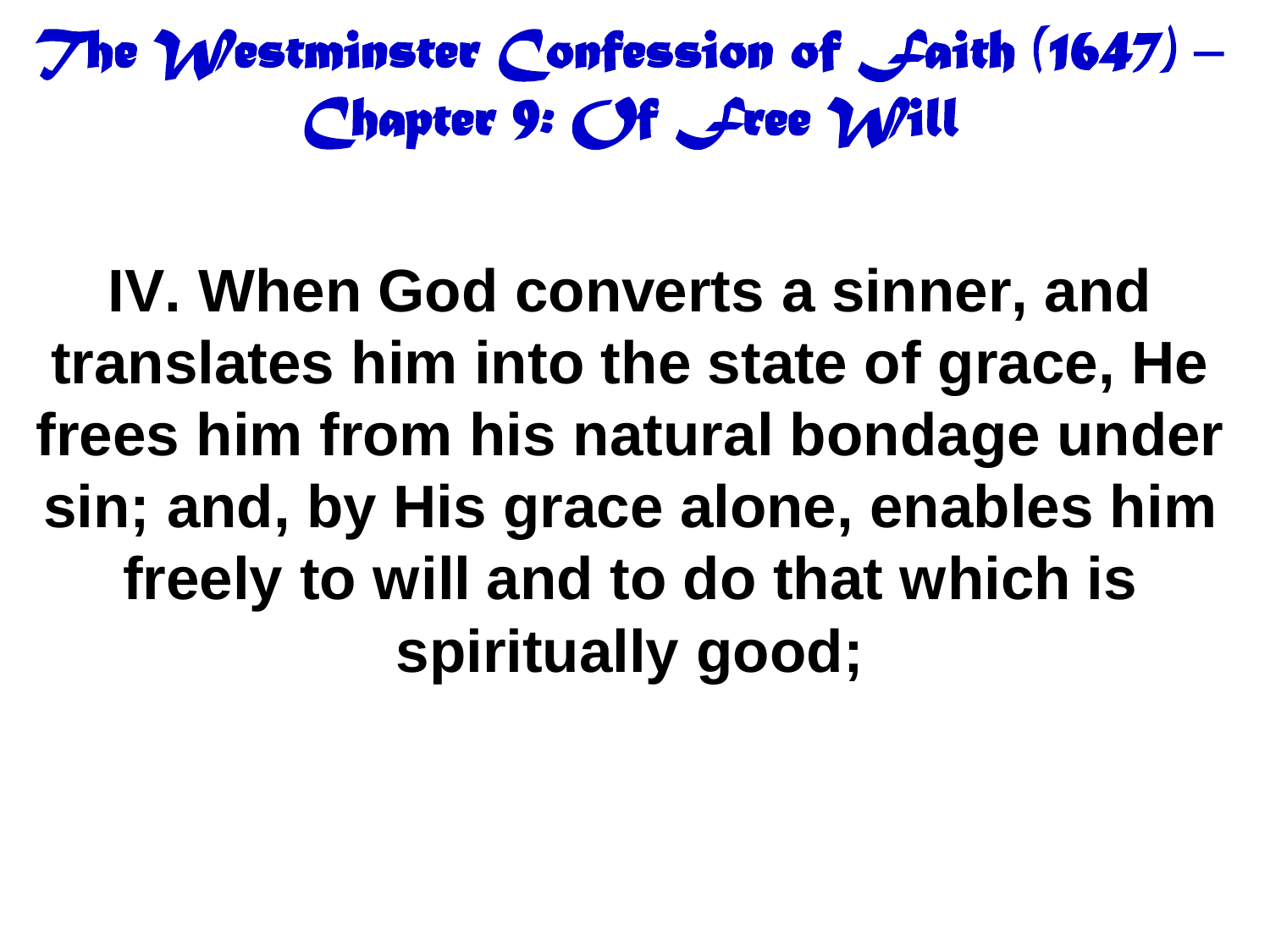# The Westminster Confession of Faith (1647) – Chapter 9: Of Free Will

**IV. When God converts a sinner, and translates him into the state of grace, He frees him from his natural bondage under sin; and, by His grace alone, enables him freely to will and to do that which is spiritually good;**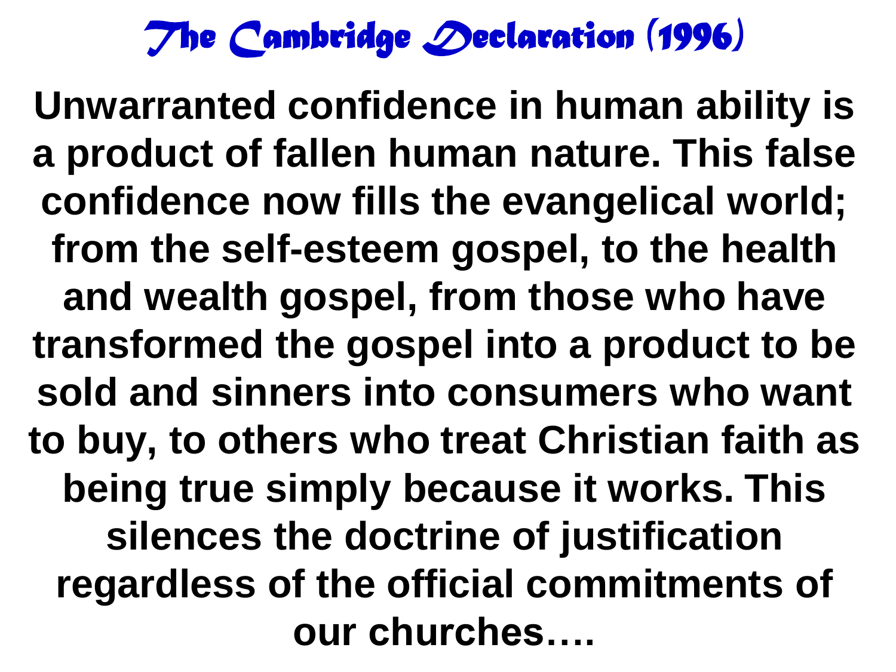# The Cambridge Declaration (1996)

**Unwarranted confidence in human ability is a product of fallen human nature. This false confidence now fills the evangelical world; from the self-esteem gospel, to the health and wealth gospel, from those who have transformed the gospel into a product to be sold and sinners into consumers who want to buy, to others who treat Christian faith as being true simply because it works. This silences the doctrine of justification regardless of the official commitments of our churches….**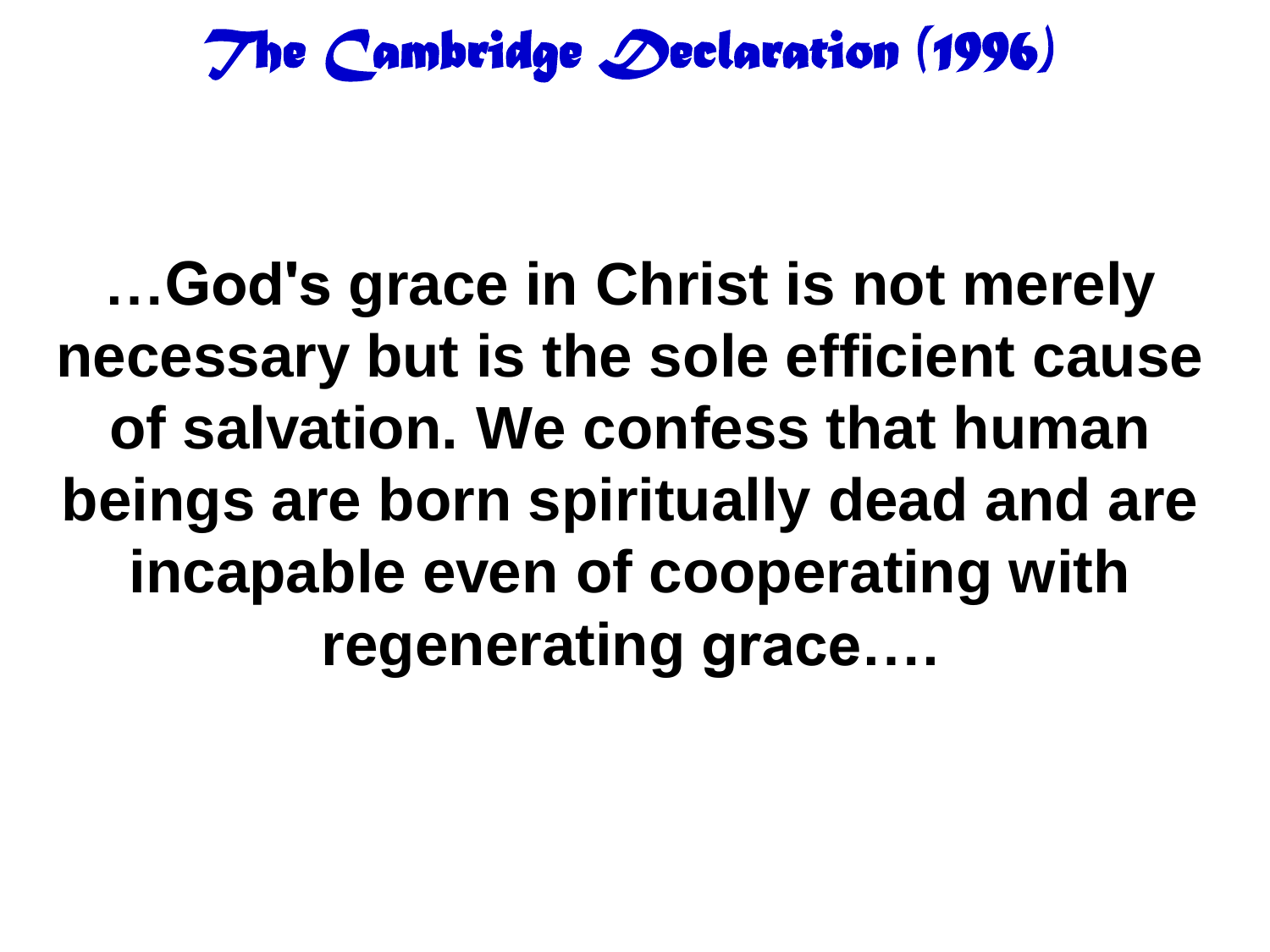# The Cambridge Declaration (1996)

**…God's grace in Christ is not merely necessary but is the sole efficient cause of salvation. We confess that human beings are born spiritually dead and are incapable even of cooperating with regenerating grace….**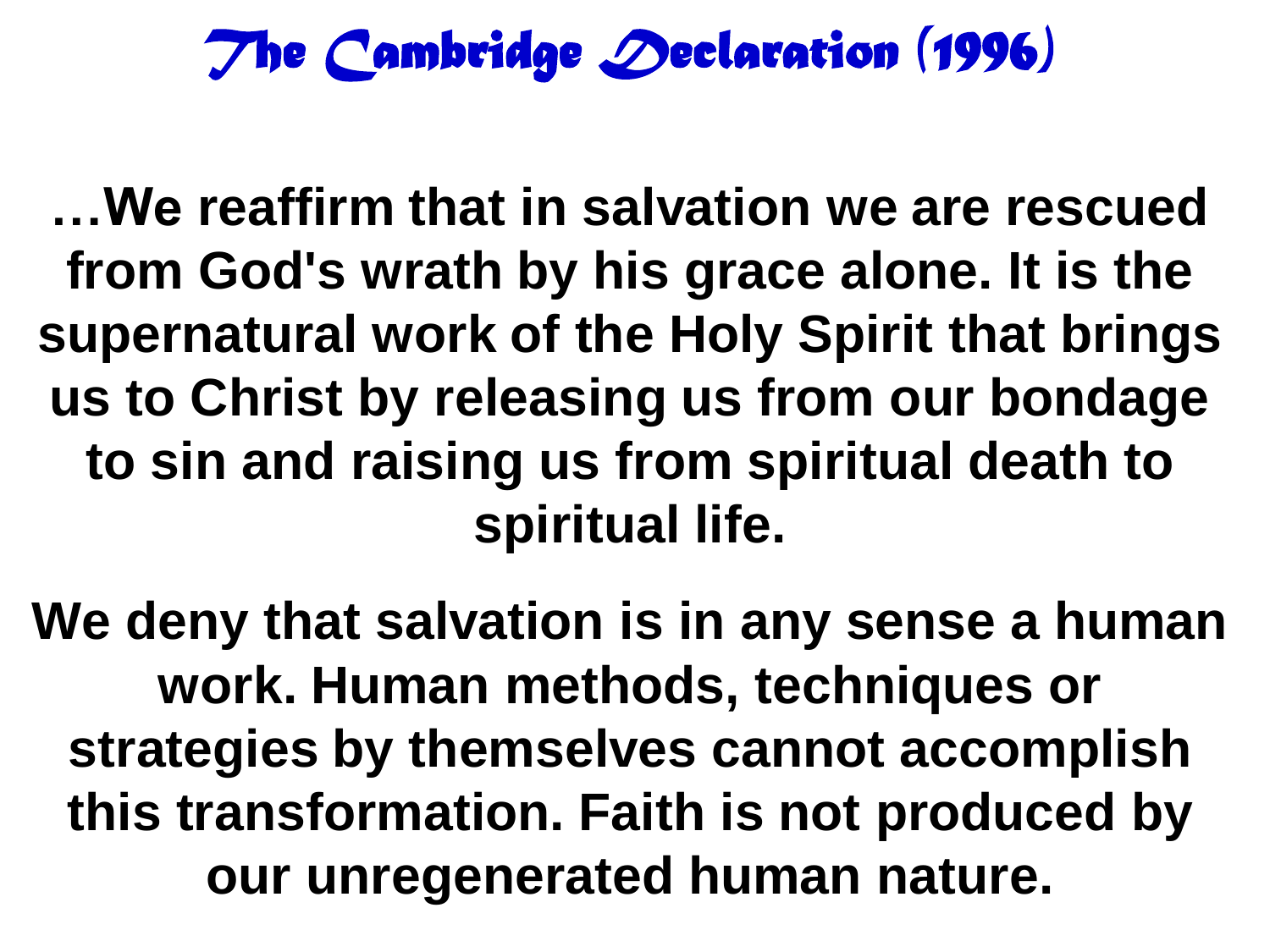# The Cambridge Declaration (1996)

**…We reaffirm that in salvation we are rescued from God's wrath by his grace alone. It is the supernatural work of the Holy Spirit that brings us to Christ by releasing us from our bondage to sin and raising us from spiritual death to spiritual life.**

**We deny that salvation is in any sense a human work. Human methods, techniques or strategies by themselves cannot accomplish this transformation. Faith is not produced by our unregenerated human nature.**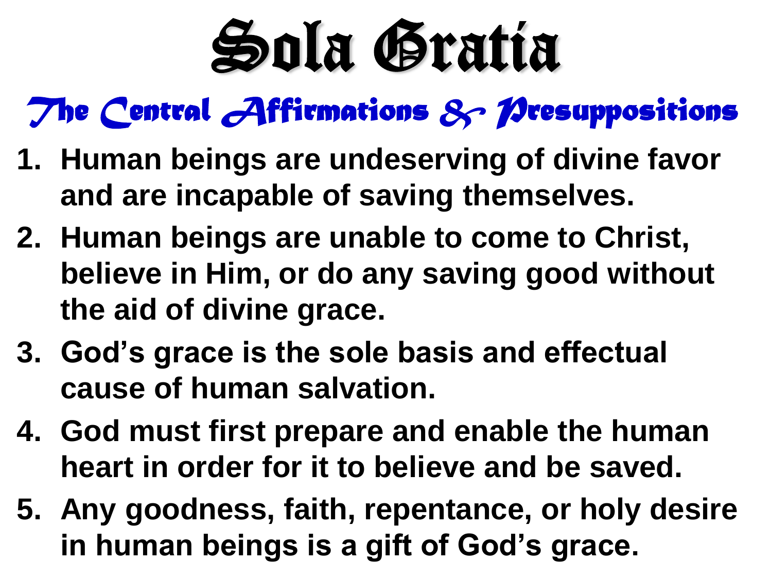# Sola Gratia

## The Central Affirmations & Presuppositions

1. Human beings are undeserving of divine favor and are incapable of saving themselves.
2. Human beings are unable to come to Christ, believe in Him, or do any saving good without the aid of divine grace.
3. God's grace is the sole basis and effectual cause of human salvation.
4. God must first prepare and enable the human heart in order for it to believe and be saved.
5. Any goodness, faith, repentance, or holy desire in human beings is a gift of God's grace.